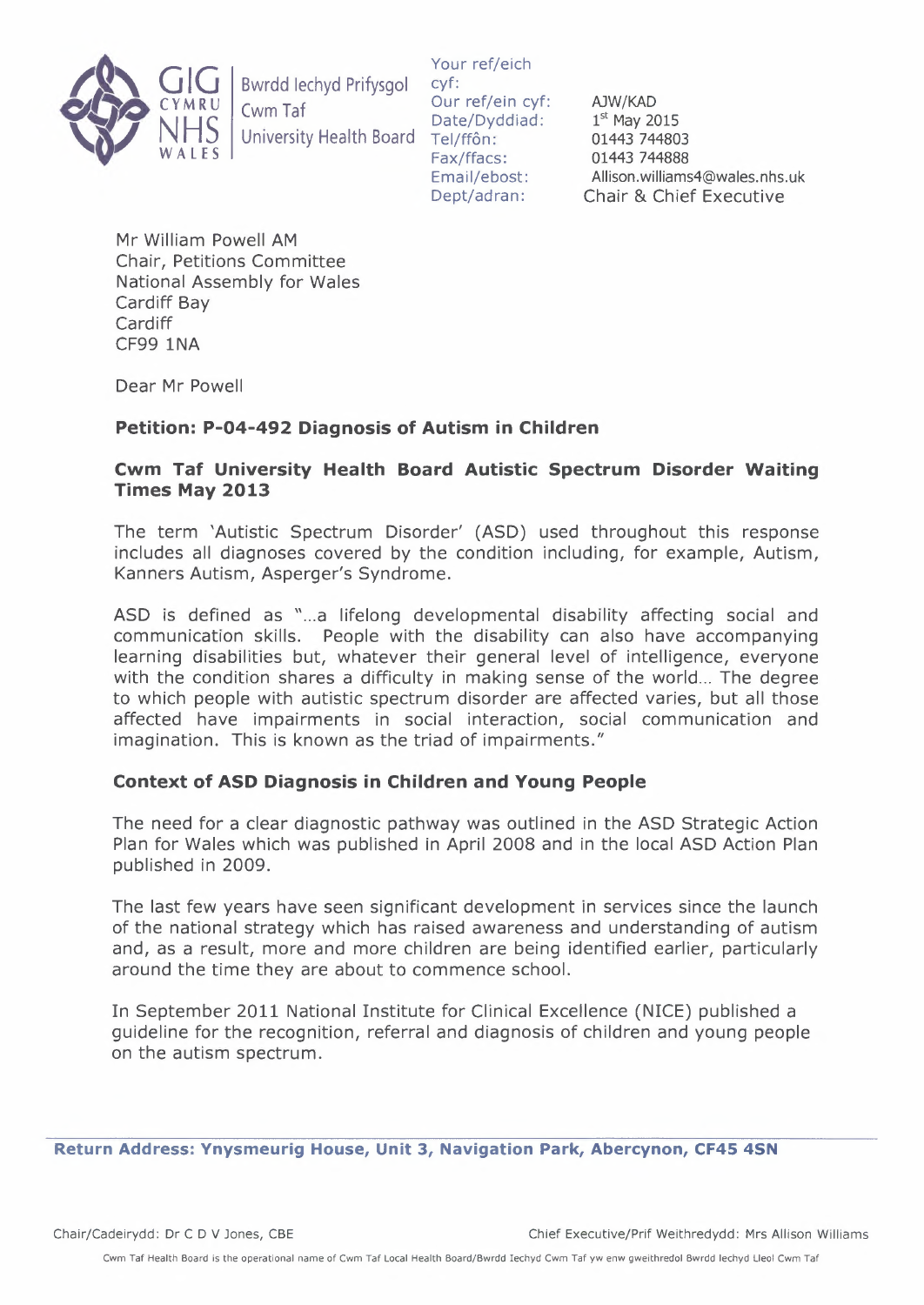GIG CYMRU NHS WALES | Bwrdd Iechyd Prifysgol Cwm Taf University Health Board

| | |
|---|---|
| Your ref/eich cyf: | |
| Our ref/ein cyf: | AJW/KAD |
| Date/Dyddiad: | 1st May 2015 |
| Tel/ffôn: | 01443 744803 |
| Fax/ffacs: | 01443 744888 |
| Email/ebost: | Allison.williams4@wales.nhs.uk |
| Dept/adran: | Chair & Chief Executive |

Mr William Powell AM
Chair, Petitions Committee
National Assembly for Wales
Cardiff Bay
Cardiff
CF99 1NA

Dear Mr Powell

**Petition: P-04-492 Diagnosis of Autism in Children**

**Cwm Taf University Health Board Autistic Spectrum Disorder Waiting Times May 2013**

The term 'Autistic Spectrum Disorder' (ASD) used throughout this response includes all diagnoses covered by the condition including, for example, Autism, Kanners Autism, Asperger's Syndrome.

ASD is defined as "...a lifelong developmental disability affecting social and communication skills. People with the disability can also have accompanying learning disabilities but, whatever their general level of intelligence, everyone with the condition shares a difficulty in making sense of the world... The degree to which people with autistic spectrum disorder are affected varies, but all those affected have impairments in social interaction, social communication and imagination. This is known as the triad of impairments."

**Context of ASD Diagnosis in Children and Young People**

The need for a clear diagnostic pathway was outlined in the ASD Strategic Action Plan for Wales which was published in April 2008 and in the local ASD Action Plan published in 2009.

The last few years have seen significant development in services since the launch of the national strategy which has raised awareness and understanding of autism and, as a result, more and more children are being identified earlier, particularly around the time they are about to commence school.

In September 2011 National Institute for Clinical Excellence (NICE) published a guideline for the recognition, referral and diagnosis of children and young people on the autism spectrum.

**Return Address: Ynysmeurig House, Unit 3, Navigation Park, Abercynon, CF45 4SN**

Chair/Cadeirydd: Dr C D V Jones, CBE    Chief Executive/Prif Weithredydd: Mrs Allison Williams

Cwm Taf Health Board is the operational name of Cwm Taf Local Health Board/Bwrdd Iechyd Cwm Taf yw enw gweithredol Bwrdd Iechyd Lleol Cwm Taf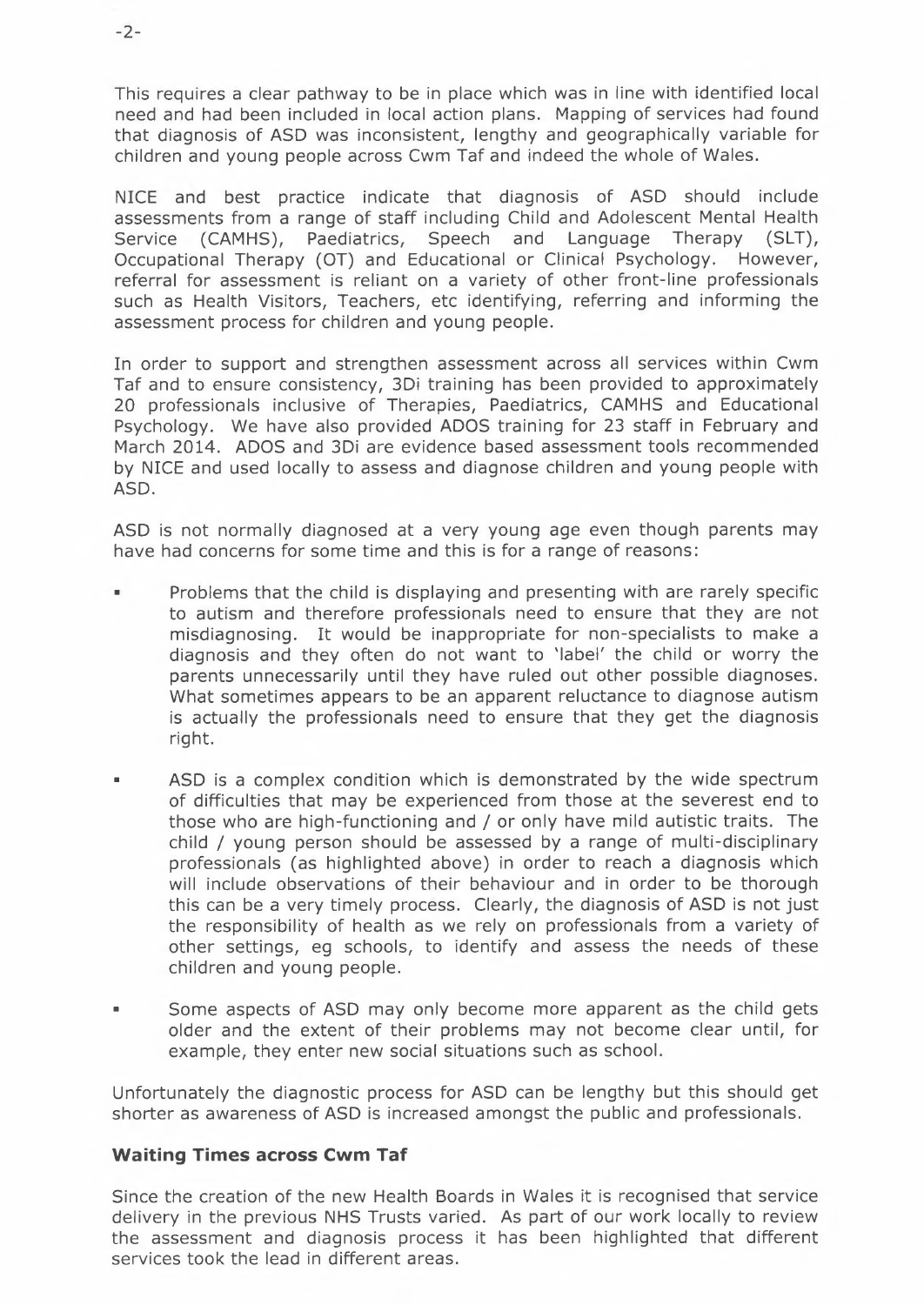This requires a clear pathway to be in place which was in line with identified local need and had been included in local action plans. Mapping of services had found that diagnosis of ASD was inconsistent, lengthy and geographically variable for children and young people across Cwm Taf and indeed the whole of Wales.

NICE and best practice indicate that diagnosis of ASD should include assessments from a range of staff including Child and Adolescent Mental Health Service (CAMHS), Paediatrics, Speech and Language Therapy (SLT), Occupational Therapy (OT) and Educational or Clinical Psychology. However, referral for assessment is reliant on a variety of other front-line professionals such as Health Visitors, Teachers, etc identifying, referring and informing the assessment process for children and young people.

In order to support and strengthen assessment across all services within Cwm Taf and to ensure consistency, 3Di training has been provided to approximately 20 professionals inclusive of Therapies, Paediatrics, CAMHS and Educational Psychology. We have also provided ADOS training for 23 staff in February and March 2014. ADOS and 3Di are evidence based assessment tools recommended by NICE and used locally to assess and diagnose children and young people with ASD.

ASD is not normally diagnosed at a very young age even though parents may have had concerns for some time and this is for a range of reasons:

- Problems that the child is displaying and presenting with are rarely specific to autism and therefore professionals need to ensure that they are not misdiagnosing. It would be inappropriate for non-specialists to make a diagnosis and they often do not want to 'label' the child or worry the parents unnecessarily until they have ruled out other possible diagnoses. What sometimes appears to be an apparent reluctance to diagnose autism is actually the professionals need to ensure that they get the diagnosis right.

- ASD is a complex condition which is demonstrated by the wide spectrum of difficulties that may be experienced from those at the severest end to those who are high-functioning and / or only have mild autistic traits. The child / young person should be assessed by a range of multi-disciplinary professionals (as highlighted above) in order to reach a diagnosis which will include observations of their behaviour and in order to be thorough this can be a very timely process. Clearly, the diagnosis of ASD is not just the responsibility of health as we rely on professionals from a variety of other settings, eg schools, to identify and assess the needs of these children and young people.

- Some aspects of ASD may only become more apparent as the child gets older and the extent of their problems may not become clear until, for example, they enter new social situations such as school.

Unfortunately the diagnostic process for ASD can be lengthy but this should get shorter as awareness of ASD is increased amongst the public and professionals.

**Waiting Times across Cwm Taf**

Since the creation of the new Health Boards in Wales it is recognised that service delivery in the previous NHS Trusts varied. As part of our work locally to review the assessment and diagnosis process it has been highlighted that different services took the lead in different areas.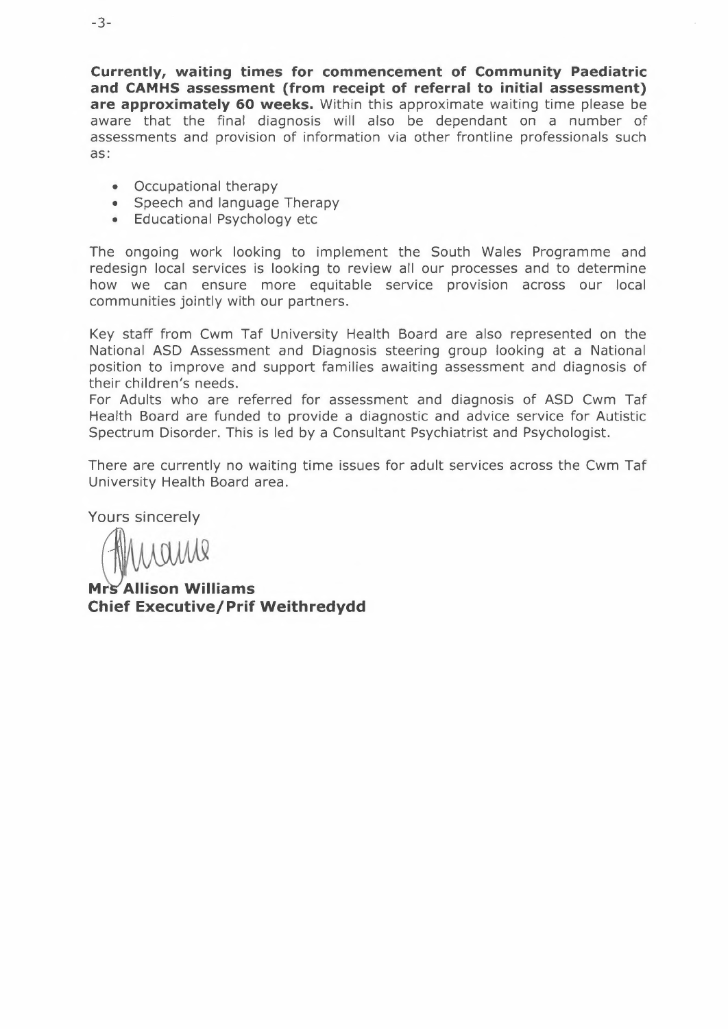**Currently, waiting times for commencement of Community Paediatric and CAMHS assessment (from receipt of referral to initial assessment) are approximately 60 weeks.** Within this approximate waiting time please be aware that the final diagnosis will also be dependant on a number of assessments and provision of information via other frontline professionals such as:

- Occupational therapy
- Speech and language Therapy
- Educational Psychology etc

The ongoing work looking to implement the South Wales Programme and redesign local services is looking to review all our processes and to determine how we can ensure more equitable service provision across our local communities jointly with our partners.

Key staff from Cwm Taf University Health Board are also represented on the National ASD Assessment and Diagnosis steering group looking at a National position to improve and support families awaiting assessment and diagnosis of their children's needs.
For Adults who are referred for assessment and diagnosis of ASD Cwm Taf Health Board are funded to provide a diagnostic and advice service for Autistic Spectrum Disorder. This is led by a Consultant Psychiatrist and Psychologist.

There are currently no waiting time issues for adult services across the Cwm Taf University Health Board area.

Yours sincerely

**Mrs Allison Williams**
**Chief Executive/Prif Weithredydd**